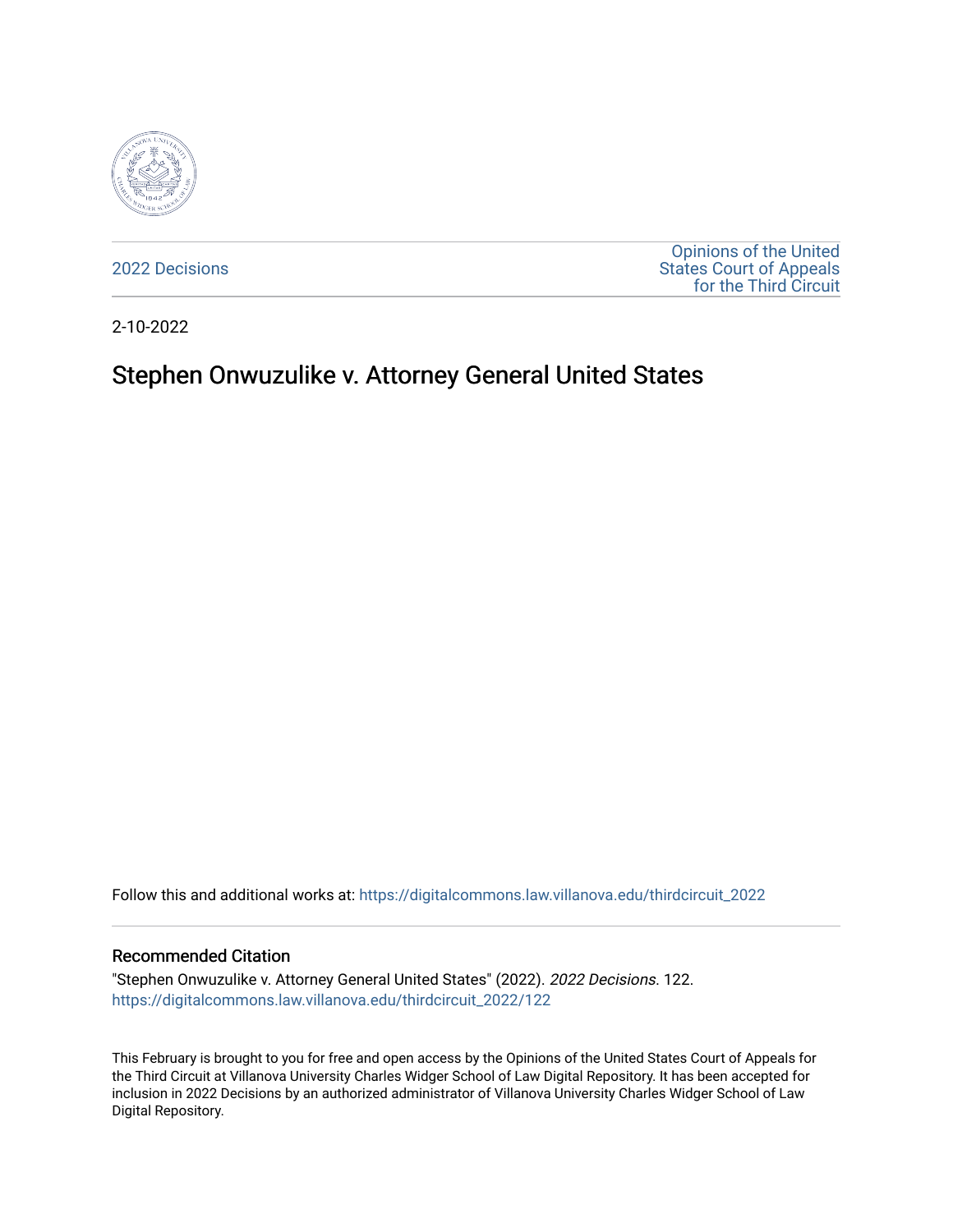2022 Decisions

Opinions of the United States Court of Appeals for the Third Circuit

2-10-2022

# Stephen Onwuzulike v. Attorney General United States

Follow this and additional works at: https://digitalcommons.law.villanova.edu/thirdcircuit_2022

## Recommended Citation

"Stephen Onwuzulike v. Attorney General United States" (2022). *2022 Decisions*. 122.
https://digitalcommons.law.villanova.edu/thirdcircuit_2022/122

This February is brought to you for free and open access by the Opinions of the United States Court of Appeals for the Third Circuit at Villanova University Charles Widger School of Law Digital Repository. It has been accepted for inclusion in 2022 Decisions by an authorized administrator of Villanova University Charles Widger School of Law Digital Repository.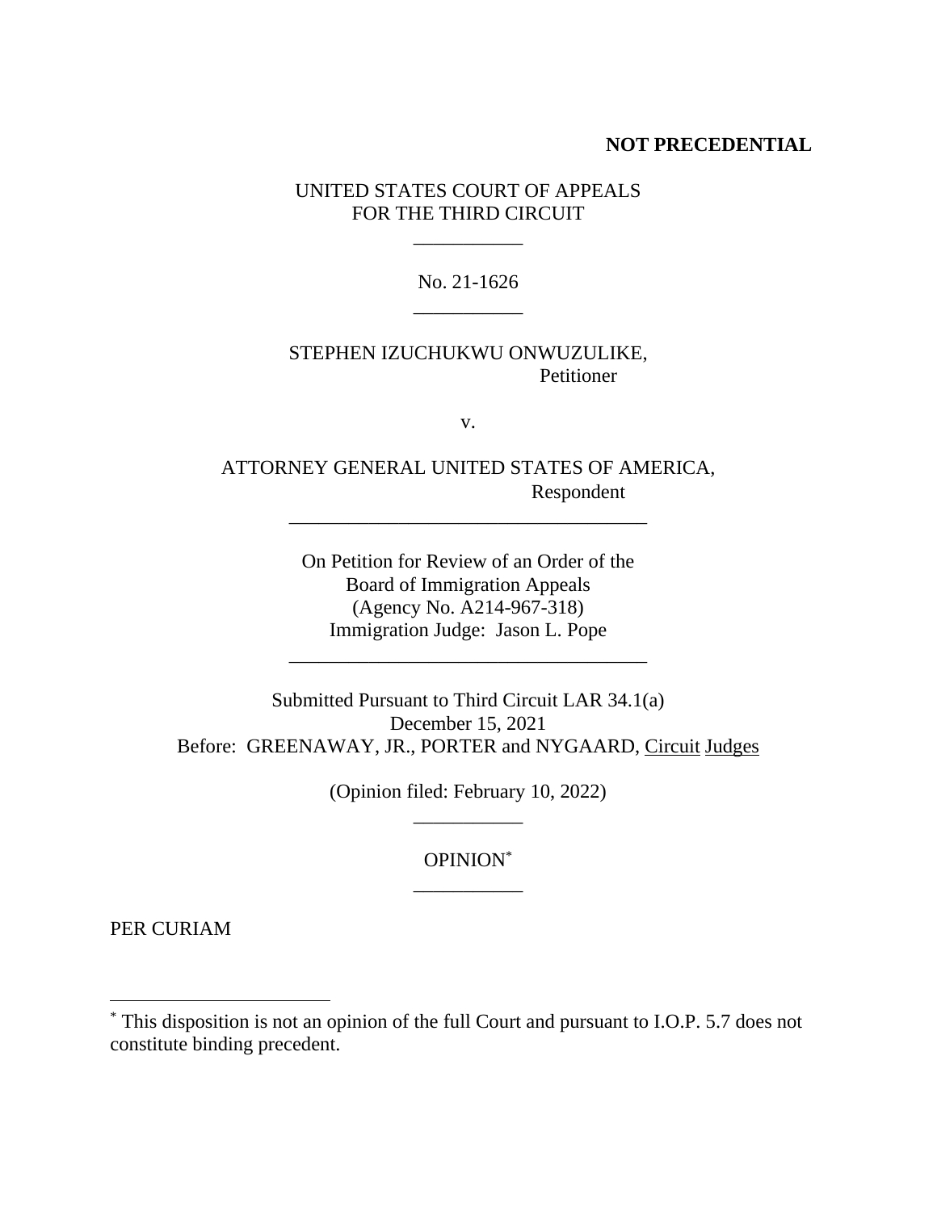**NOT PRECEDENTIAL**

UNITED STATES COURT OF APPEALS
FOR THE THIRD CIRCUIT

___________

No. 21-1626

___________

STEPHEN IZUCHUKWU ONWUZULIKE,
Petitioner

v.

ATTORNEY GENERAL UNITED STATES OF AMERICA,
Respondent

____________________________________

On Petition for Review of an Order of the
Board of Immigration Appeals
(Agency No. A214-967-318)
Immigration Judge: Jason L. Pope

____________________________________

Submitted Pursuant to Third Circuit LAR 34.1(a)
December 15, 2021
Before: GREENAWAY, JR., PORTER and NYGAARD, Circuit Judges

(Opinion filed: February 10, 2022)

___________

OPINION[*]

___________

PER CURIAM

---

[*] This disposition is not an opinion of the full Court and pursuant to I.O.P. 5.7 does not constitute binding precedent.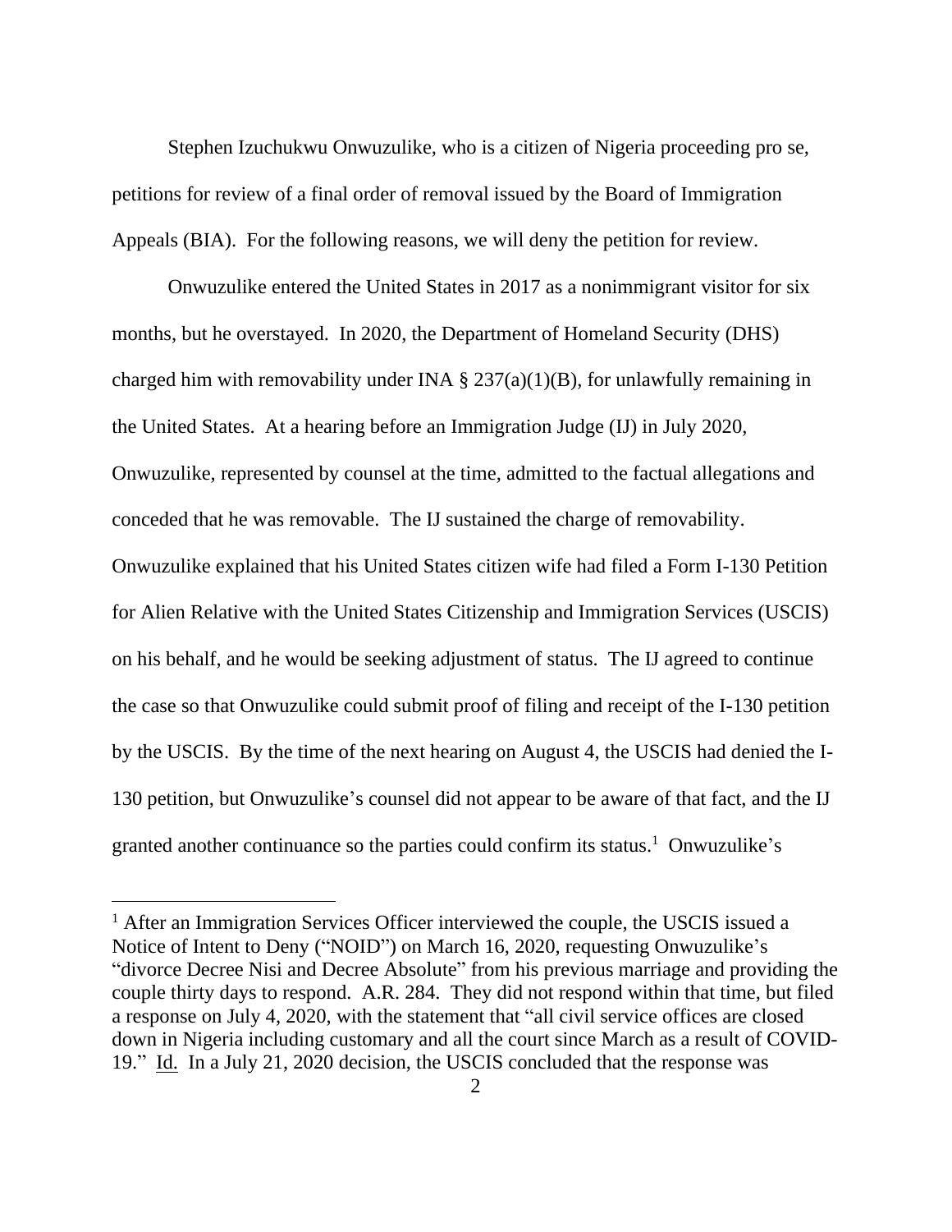Stephen Izuchukwu Onwuzulike, who is a citizen of Nigeria proceeding pro se, petitions for review of a final order of removal issued by the Board of Immigration Appeals (BIA). For the following reasons, we will deny the petition for review.

Onwuzulike entered the United States in 2017 as a nonimmigrant visitor for six months, but he overstayed. In 2020, the Department of Homeland Security (DHS) charged him with removability under INA § 237(a)(1)(B), for unlawfully remaining in the United States. At a hearing before an Immigration Judge (IJ) in July 2020, Onwuzulike, represented by counsel at the time, admitted to the factual allegations and conceded that he was removable. The IJ sustained the charge of removability. Onwuzulike explained that his United States citizen wife had filed a Form I-130 Petition for Alien Relative with the United States Citizenship and Immigration Services (USCIS) on his behalf, and he would be seeking adjustment of status. The IJ agreed to continue the case so that Onwuzulike could submit proof of filing and receipt of the I-130 petition by the USCIS. By the time of the next hearing on August 4, the USCIS had denied the I-130 petition, but Onwuzulike's counsel did not appear to be aware of that fact, and the IJ granted another continuance so the parties could confirm its status.[1] Onwuzulike's

[1] After an Immigration Services Officer interviewed the couple, the USCIS issued a Notice of Intent to Deny ("NOID") on March 16, 2020, requesting Onwuzulike's "divorce Decree Nisi and Decree Absolute" from his previous marriage and providing the couple thirty days to respond. A.R. 284. They did not respond within that time, but filed a response on July 4, 2020, with the statement that "all civil service offices are closed down in Nigeria including customary and all the court since March as a result of COVID-19." Id. In a July 21, 2020 decision, the USCIS concluded that the response was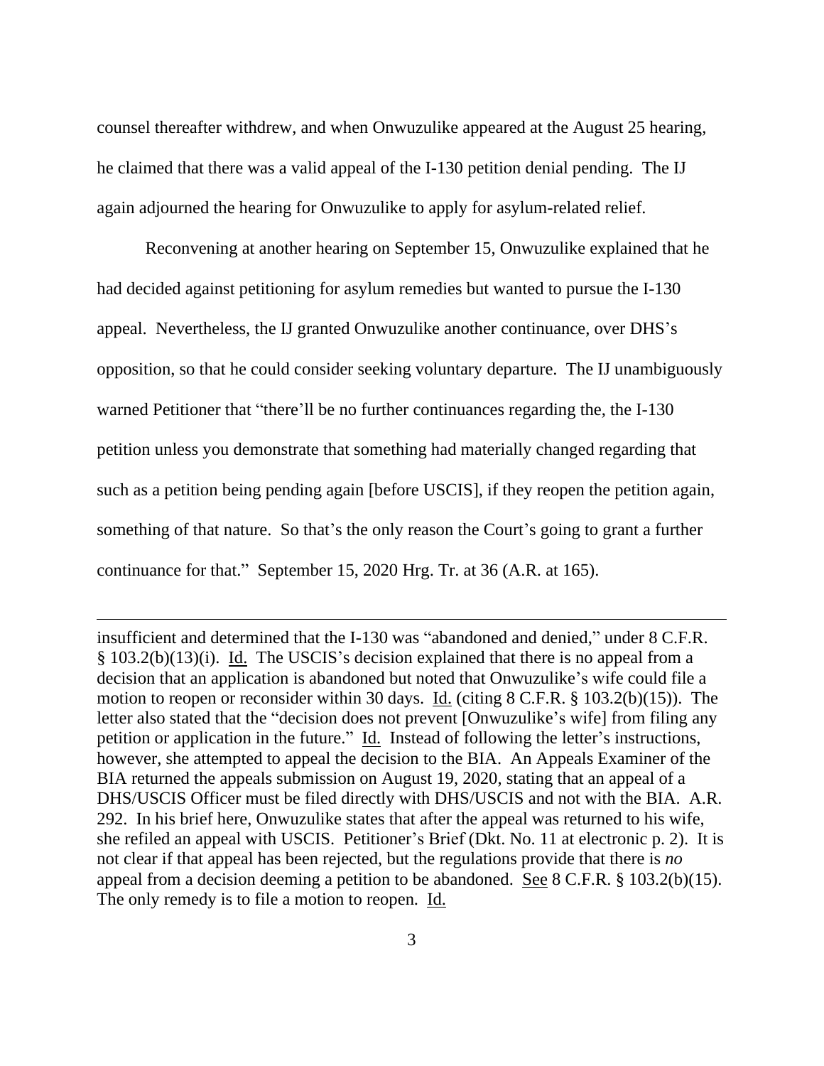counsel thereafter withdrew, and when Onwuzulike appeared at the August 25 hearing, he claimed that there was a valid appeal of the I-130 petition denial pending. The IJ again adjourned the hearing for Onwuzulike to apply for asylum-related relief.

Reconvening at another hearing on September 15, Onwuzulike explained that he had decided against petitioning for asylum remedies but wanted to pursue the I-130 appeal. Nevertheless, the IJ granted Onwuzulike another continuance, over DHS's opposition, so that he could consider seeking voluntary departure. The IJ unambiguously warned Petitioner that "there'll be no further continuances regarding the, the I-130 petition unless you demonstrate that something had materially changed regarding that such as a petition being pending again [before USCIS], if they reopen the petition again, something of that nature. So that's the only reason the Court's going to grant a further continuance for that." September 15, 2020 Hrg. Tr. at 36 (A.R. at 165).

---

insufficient and determined that the I-130 was "abandoned and denied," under 8 C.F.R. § 103.2(b)(13)(i). Id. The USCIS's decision explained that there is no appeal from a decision that an application is abandoned but noted that Onwuzulike's wife could file a motion to reopen or reconsider within 30 days. Id. (citing 8 C.F.R. § 103.2(b)(15)). The letter also stated that the "decision does not prevent [Onwuzulike's wife] from filing any petition or application in the future." Id. Instead of following the letter's instructions, however, she attempted to appeal the decision to the BIA. An Appeals Examiner of the BIA returned the appeals submission on August 19, 2020, stating that an appeal of a DHS/USCIS Officer must be filed directly with DHS/USCIS and not with the BIA. A.R. 292. In his brief here, Onwuzulike states that after the appeal was returned to his wife, she refiled an appeal with USCIS. Petitioner's Brief (Dkt. No. 11 at electronic p. 2). It is not clear if that appeal has been rejected, but the regulations provide that there is *no* appeal from a decision deeming a petition to be abandoned. See 8 C.F.R. § 103.2(b)(15). The only remedy is to file a motion to reopen. Id.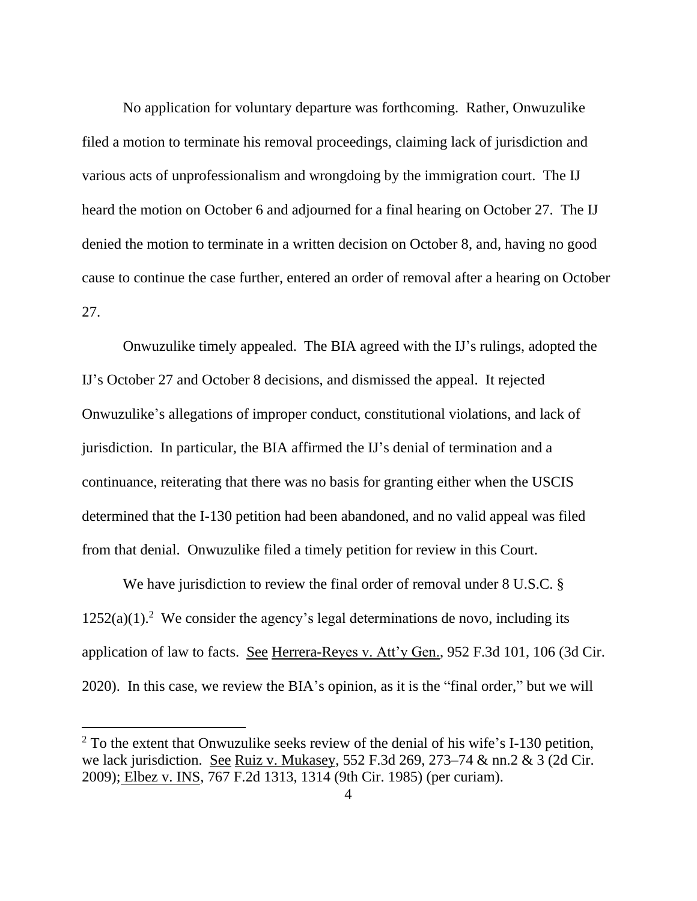No application for voluntary departure was forthcoming. Rather, Onwuzulike filed a motion to terminate his removal proceedings, claiming lack of jurisdiction and various acts of unprofessionalism and wrongdoing by the immigration court. The IJ heard the motion on October 6 and adjourned for a final hearing on October 27. The IJ denied the motion to terminate in a written decision on October 8, and, having no good cause to continue the case further, entered an order of removal after a hearing on October 27.

Onwuzulike timely appealed. The BIA agreed with the IJ's rulings, adopted the IJ's October 27 and October 8 decisions, and dismissed the appeal. It rejected Onwuzulike's allegations of improper conduct, constitutional violations, and lack of jurisdiction. In particular, the BIA affirmed the IJ's denial of termination and a continuance, reiterating that there was no basis for granting either when the USCIS determined that the I-130 petition had been abandoned, and no valid appeal was filed from that denial. Onwuzulike filed a timely petition for review in this Court.

We have jurisdiction to review the final order of removal under 8 U.S.C. § 1252(a)(1).[2] We consider the agency's legal determinations de novo, including its application of law to facts. See Herrera-Reyes v. Att'y Gen., 952 F.3d 101, 106 (3d Cir. 2020). In this case, we review the BIA's opinion, as it is the "final order," but we will

[2] To the extent that Onwuzulike seeks review of the denial of his wife's I-130 petition, we lack jurisdiction. See Ruiz v. Mukasey, 552 F.3d 269, 273–74 & nn.2 & 3 (2d Cir. 2009); Elbez v. INS, 767 F.2d 1313, 1314 (9th Cir. 1985) (per curiam).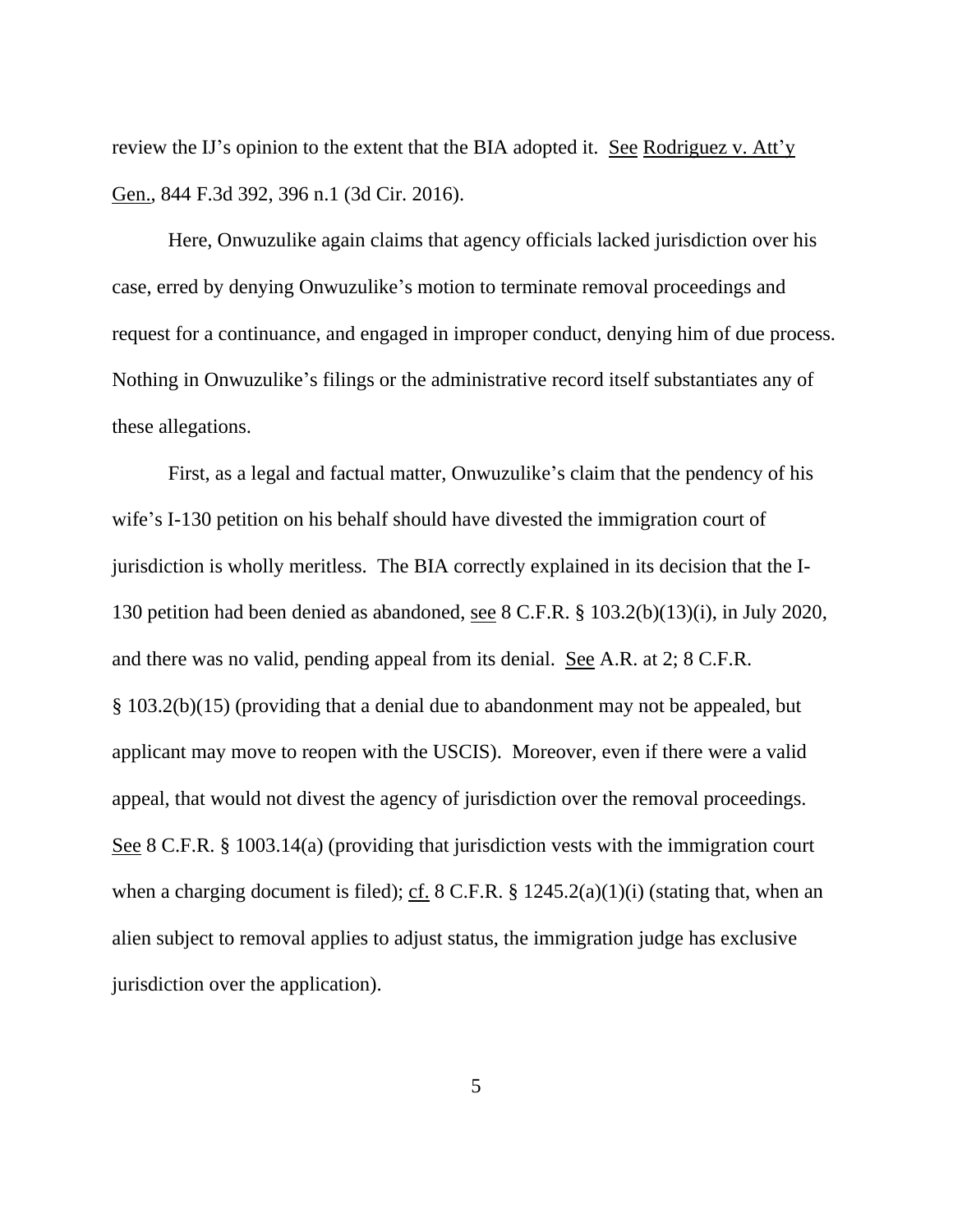review the IJ's opinion to the extent that the BIA adopted it. See Rodriguez v. Att'y Gen., 844 F.3d 392, 396 n.1 (3d Cir. 2016).

Here, Onwuzulike again claims that agency officials lacked jurisdiction over his case, erred by denying Onwuzulike's motion to terminate removal proceedings and request for a continuance, and engaged in improper conduct, denying him of due process. Nothing in Onwuzulike's filings or the administrative record itself substantiates any of these allegations.

First, as a legal and factual matter, Onwuzulike's claim that the pendency of his wife's I-130 petition on his behalf should have divested the immigration court of jurisdiction is wholly meritless. The BIA correctly explained in its decision that the I-130 petition had been denied as abandoned, see 8 C.F.R. § 103.2(b)(13)(i), in July 2020, and there was no valid, pending appeal from its denial. See A.R. at 2; 8 C.F.R. § 103.2(b)(15) (providing that a denial due to abandonment may not be appealed, but applicant may move to reopen with the USCIS). Moreover, even if there were a valid appeal, that would not divest the agency of jurisdiction over the removal proceedings. See 8 C.F.R. § 1003.14(a) (providing that jurisdiction vests with the immigration court when a charging document is filed); cf. 8 C.F.R. § 1245.2(a)(1)(i) (stating that, when an alien subject to removal applies to adjust status, the immigration judge has exclusive jurisdiction over the application).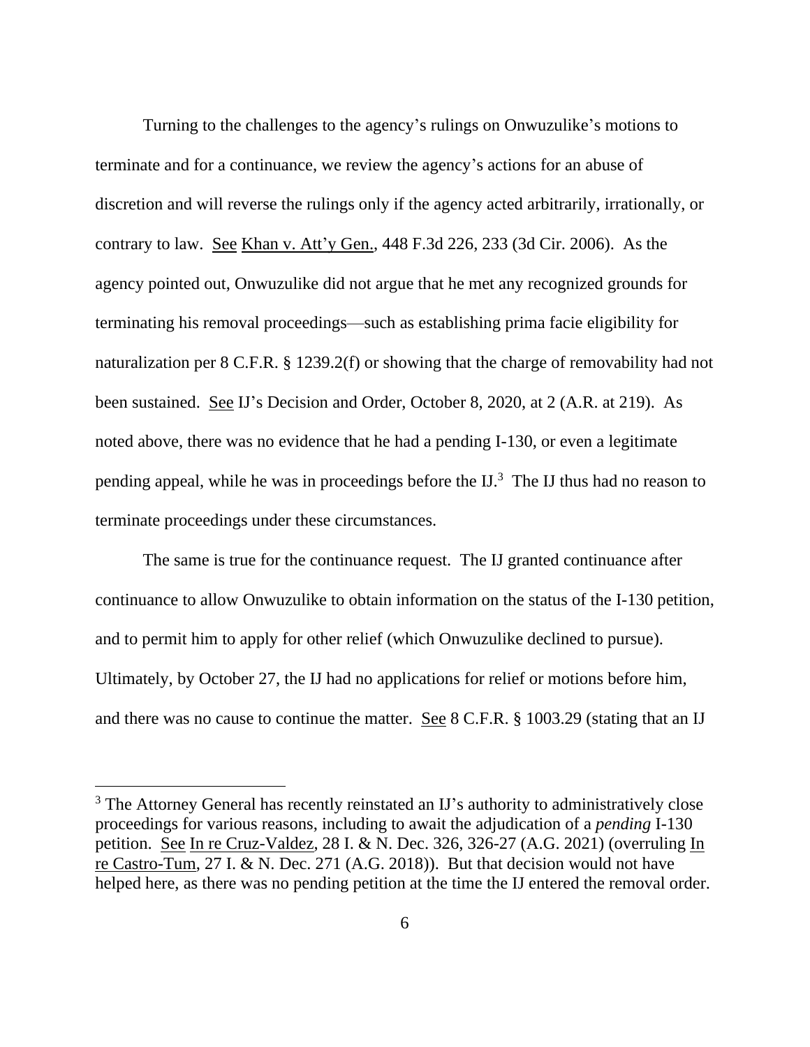Turning to the challenges to the agency's rulings on Onwuzulike's motions to terminate and for a continuance, we review the agency's actions for an abuse of discretion and will reverse the rulings only if the agency acted arbitrarily, irrationally, or contrary to law. See Khan v. Att'y Gen., 448 F.3d 226, 233 (3d Cir. 2006). As the agency pointed out, Onwuzulike did not argue that he met any recognized grounds for terminating his removal proceedings—such as establishing prima facie eligibility for naturalization per 8 C.F.R. § 1239.2(f) or showing that the charge of removability had not been sustained. See IJ's Decision and Order, October 8, 2020, at 2 (A.R. at 219). As noted above, there was no evidence that he had a pending I-130, or even a legitimate pending appeal, while he was in proceedings before the IJ.[3] The IJ thus had no reason to terminate proceedings under these circumstances.

The same is true for the continuance request. The IJ granted continuance after continuance to allow Onwuzulike to obtain information on the status of the I-130 petition, and to permit him to apply for other relief (which Onwuzulike declined to pursue). Ultimately, by October 27, the IJ had no applications for relief or motions before him, and there was no cause to continue the matter. See 8 C.F.R. § 1003.29 (stating that an IJ

[3] The Attorney General has recently reinstated an IJ's authority to administratively close proceedings for various reasons, including to await the adjudication of a *pending* I-130 petition. See In re Cruz-Valdez, 28 I. & N. Dec. 326, 326-27 (A.G. 2021) (overruling In re Castro-Tum, 27 I. & N. Dec. 271 (A.G. 2018)). But that decision would not have helped here, as there was no pending petition at the time the IJ entered the removal order.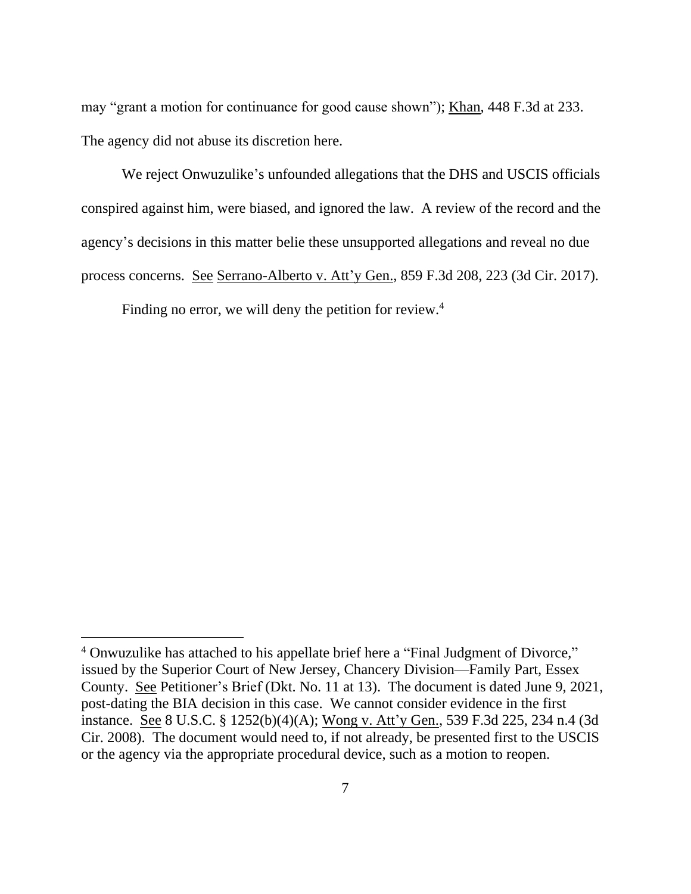may "grant a motion for continuance for good cause shown"); Khan, 448 F.3d at 233. The agency did not abuse its discretion here.

We reject Onwuzulike's unfounded allegations that the DHS and USCIS officials conspired against him, were biased, and ignored the law. A review of the record and the agency's decisions in this matter belie these unsupported allegations and reveal no due process concerns. See Serrano-Alberto v. Att'y Gen., 859 F.3d 208, 223 (3d Cir. 2017).

Finding no error, we will deny the petition for review.[4]

---

[4] Onwuzulike has attached to his appellate brief here a "Final Judgment of Divorce," issued by the Superior Court of New Jersey, Chancery Division—Family Part, Essex County. See Petitioner's Brief (Dkt. No. 11 at 13). The document is dated June 9, 2021, post-dating the BIA decision in this case. We cannot consider evidence in the first instance. See 8 U.S.C. § 1252(b)(4)(A); Wong v. Att'y Gen., 539 F.3d 225, 234 n.4 (3d Cir. 2008). The document would need to, if not already, be presented first to the USCIS or the agency via the appropriate procedural device, such as a motion to reopen.